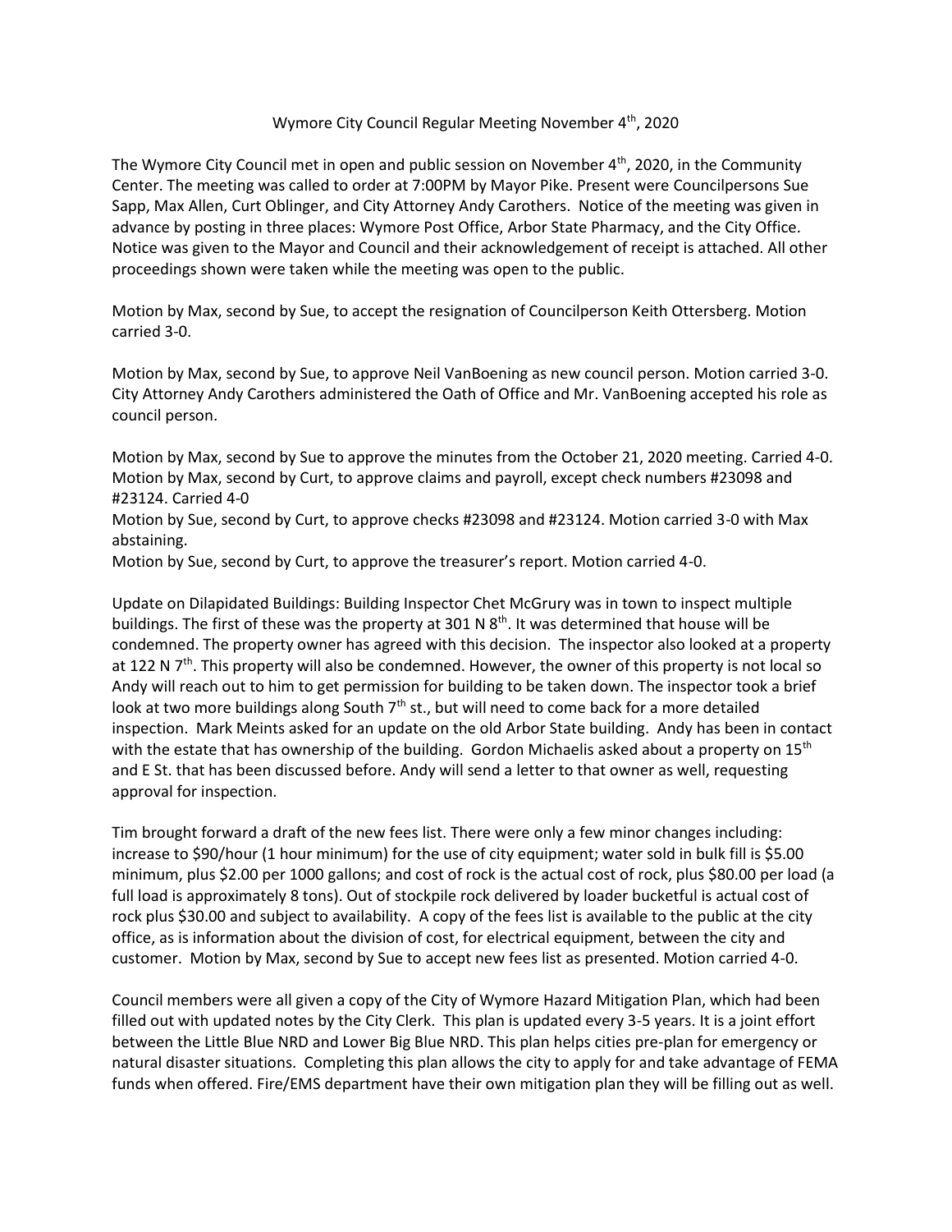# Wymore City Council Regular Meeting November 4th, 2020

The Wymore City Council met in open and public session on November 4th, 2020, in the Community Center. The meeting was called to order at 7:00PM by Mayor Pike. Present were Councilpersons Sue Sapp, Max Allen, Curt Oblinger, and City Attorney Andy Carothers. Notice of the meeting was given in advance by posting in three places: Wymore Post Office, Arbor State Pharmacy, and the City Office. Notice was given to the Mayor and Council and their acknowledgement of receipt is attached. All other proceedings shown were taken while the meeting was open to the public.

Motion by Max, second by Sue, to accept the resignation of Councilperson Keith Ottersberg. Motion carried 3-0.

Motion by Max, second by Sue, to approve Neil VanBoening as new council person. Motion carried 3-0. City Attorney Andy Carothers administered the Oath of Office and Mr. VanBoening accepted his role as council person.

Motion by Max, second by Sue to approve the minutes from the October 21, 2020 meeting. Carried 4-0.
Motion by Max, second by Curt, to approve claims and payroll, except check numbers #23098 and #23124. Carried 4-0
Motion by Sue, second by Curt, to approve checks #23098 and #23124. Motion carried 3-0 with Max abstaining.
Motion by Sue, second by Curt, to approve the treasurer's report. Motion carried 4-0.

Update on Dilapidated Buildings: Building Inspector Chet McGrury was in town to inspect multiple buildings. The first of these was the property at 301 N 8th. It was determined that house will be condemned. The property owner has agreed with this decision. The inspector also looked at a property at 122 N 7th. This property will also be condemned. However, the owner of this property is not local so Andy will reach out to him to get permission for building to be taken down. The inspector took a brief look at two more buildings along South 7th st., but will need to come back for a more detailed inspection. Mark Meints asked for an update on the old Arbor State building. Andy has been in contact with the estate that has ownership of the building. Gordon Michaelis asked about a property on 15th and E St. that has been discussed before. Andy will send a letter to that owner as well, requesting approval for inspection.

Tim brought forward a draft of the new fees list. There were only a few minor changes including: increase to $90/hour (1 hour minimum) for the use of city equipment; water sold in bulk fill is $5.00 minimum, plus $2.00 per 1000 gallons; and cost of rock is the actual cost of rock, plus $80.00 per load (a full load is approximately 8 tons). Out of stockpile rock delivered by loader bucketful is actual cost of rock plus $30.00 and subject to availability. A copy of the fees list is available to the public at the city office, as is information about the division of cost, for electrical equipment, between the city and customer. Motion by Max, second by Sue to accept new fees list as presented. Motion carried 4-0.

Council members were all given a copy of the City of Wymore Hazard Mitigation Plan, which had been filled out with updated notes by the City Clerk. This plan is updated every 3-5 years. It is a joint effort between the Little Blue NRD and Lower Big Blue NRD. This plan helps cities pre-plan for emergency or natural disaster situations. Completing this plan allows the city to apply for and take advantage of FEMA funds when offered. Fire/EMS department have their own mitigation plan they will be filling out as well.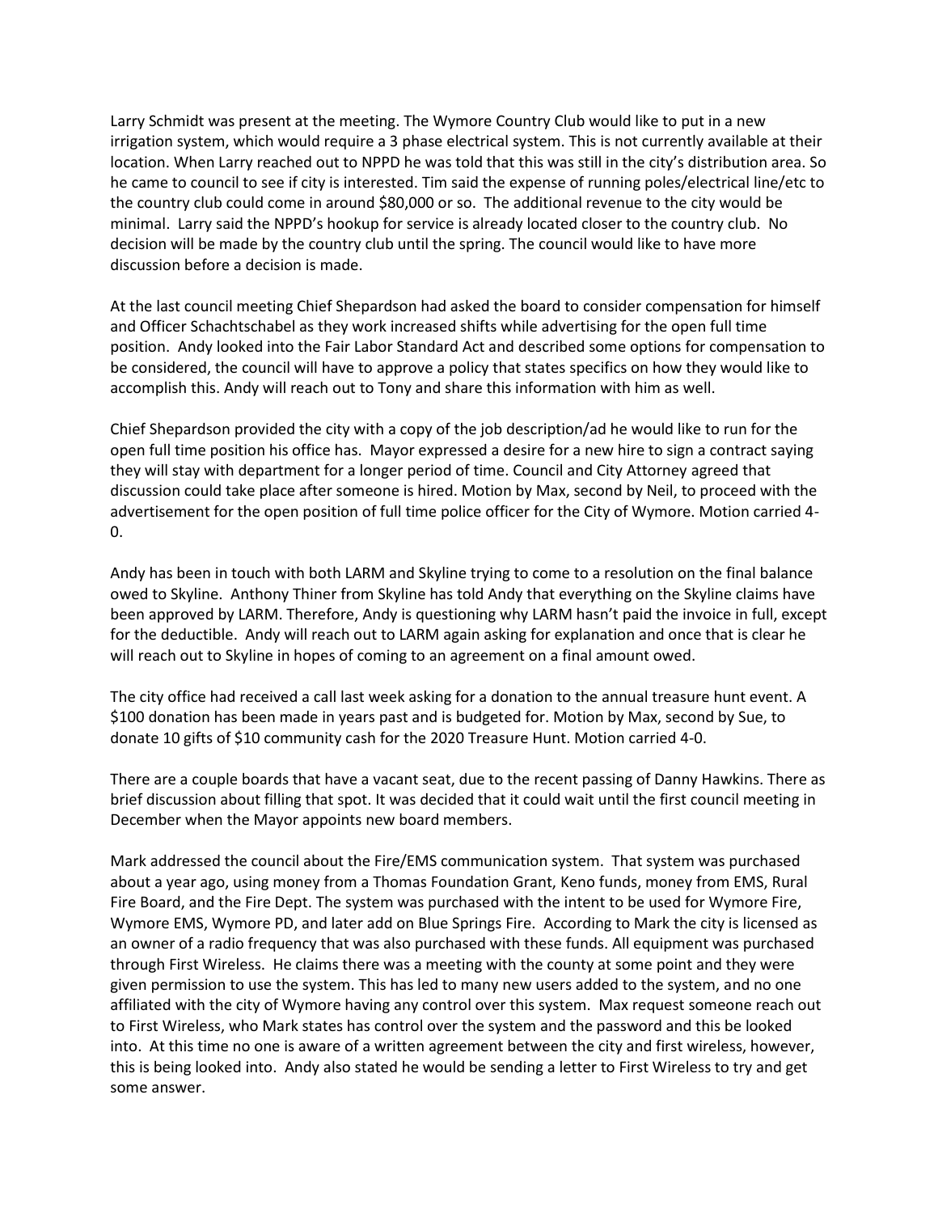Larry Schmidt was present at the meeting. The Wymore Country Club would like to put in a new irrigation system, which would require a 3 phase electrical system. This is not currently available at their location. When Larry reached out to NPPD he was told that this was still in the city's distribution area. So he came to council to see if city is interested. Tim said the expense of running poles/electrical line/etc to the country club could come in around $80,000 or so. The additional revenue to the city would be minimal. Larry said the NPPD's hookup for service is already located closer to the country club. No decision will be made by the country club until the spring. The council would like to have more discussion before a decision is made.

At the last council meeting Chief Shepardson had asked the board to consider compensation for himself and Officer Schachtschabel as they work increased shifts while advertising for the open full time position. Andy looked into the Fair Labor Standard Act and described some options for compensation to be considered, the council will have to approve a policy that states specifics on how they would like to accomplish this. Andy will reach out to Tony and share this information with him as well.

Chief Shepardson provided the city with a copy of the job description/ad he would like to run for the open full time position his office has. Mayor expressed a desire for a new hire to sign a contract saying they will stay with department for a longer period of time. Council and City Attorney agreed that discussion could take place after someone is hired. Motion by Max, second by Neil, to proceed with the advertisement for the open position of full time police officer for the City of Wymore. Motion carried 4-0.

Andy has been in touch with both LARM and Skyline trying to come to a resolution on the final balance owed to Skyline. Anthony Thiner from Skyline has told Andy that everything on the Skyline claims have been approved by LARM. Therefore, Andy is questioning why LARM hasn't paid the invoice in full, except for the deductible. Andy will reach out to LARM again asking for explanation and once that is clear he will reach out to Skyline in hopes of coming to an agreement on a final amount owed.

The city office had received a call last week asking for a donation to the annual treasure hunt event. A $100 donation has been made in years past and is budgeted for. Motion by Max, second by Sue, to donate 10 gifts of $10 community cash for the 2020 Treasure Hunt. Motion carried 4-0.

There are a couple boards that have a vacant seat, due to the recent passing of Danny Hawkins. There as brief discussion about filling that spot. It was decided that it could wait until the first council meeting in December when the Mayor appoints new board members.

Mark addressed the council about the Fire/EMS communication system. That system was purchased about a year ago, using money from a Thomas Foundation Grant, Keno funds, money from EMS, Rural Fire Board, and the Fire Dept. The system was purchased with the intent to be used for Wymore Fire, Wymore EMS, Wymore PD, and later add on Blue Springs Fire. According to Mark the city is licensed as an owner of a radio frequency that was also purchased with these funds. All equipment was purchased through First Wireless. He claims there was a meeting with the county at some point and they were given permission to use the system. This has led to many new users added to the system, and no one affiliated with the city of Wymore having any control over this system. Max request someone reach out to First Wireless, who Mark states has control over the system and the password and this be looked into. At this time no one is aware of a written agreement between the city and first wireless, however, this is being looked into. Andy also stated he would be sending a letter to First Wireless to try and get some answer.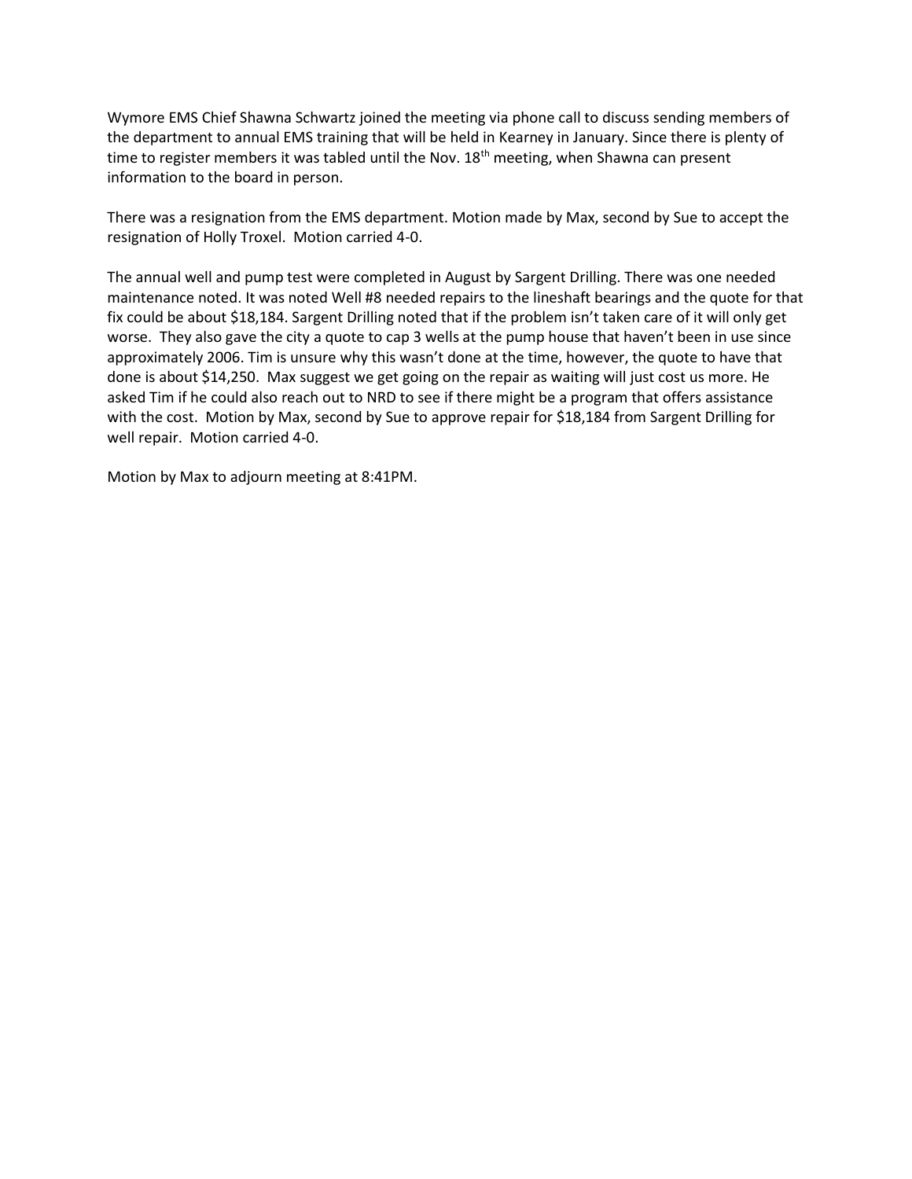Wymore EMS Chief Shawna Schwartz joined the meeting via phone call to discuss sending members of the department to annual EMS training that will be held in Kearney in January. Since there is plenty of time to register members it was tabled until the Nov. 18th meeting, when Shawna can present information to the board in person.

There was a resignation from the EMS department. Motion made by Max, second by Sue to accept the resignation of Holly Troxel. Motion carried 4-0.

The annual well and pump test were completed in August by Sargent Drilling. There was one needed maintenance noted. It was noted Well #8 needed repairs to the lineshaft bearings and the quote for that fix could be about $18,184. Sargent Drilling noted that if the problem isn't taken care of it will only get worse. They also gave the city a quote to cap 3 wells at the pump house that haven't been in use since approximately 2006. Tim is unsure why this wasn't done at the time, however, the quote to have that done is about $14,250. Max suggest we get going on the repair as waiting will just cost us more. He asked Tim if he could also reach out to NRD to see if there might be a program that offers assistance with the cost. Motion by Max, second by Sue to approve repair for $18,184 from Sargent Drilling for well repair. Motion carried 4-0.

Motion by Max to adjourn meeting at 8:41PM.